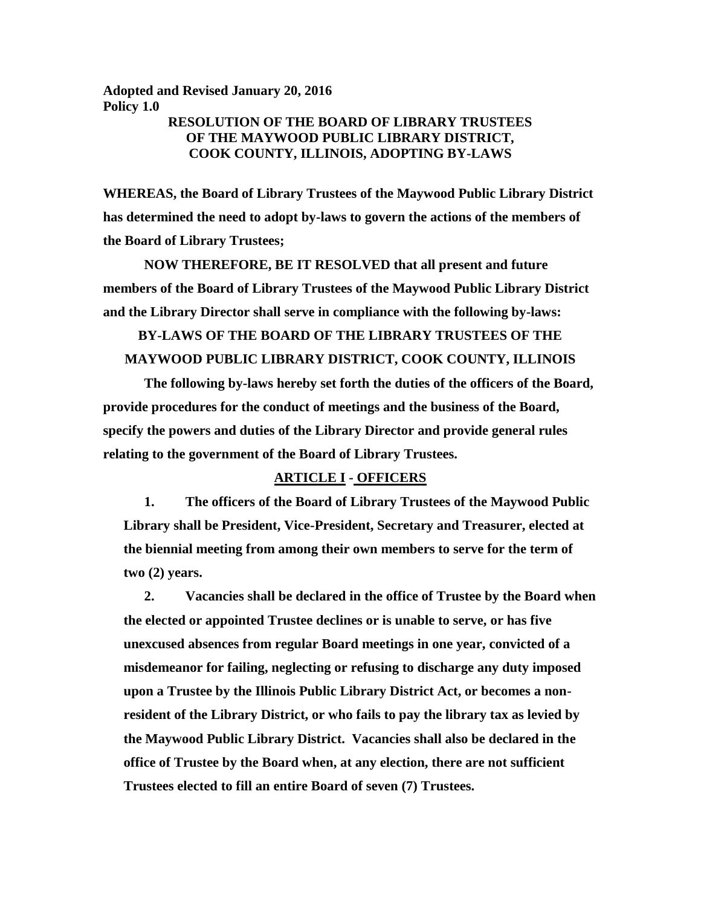**Adopted and Revised January 20, 2016**
**Policy 1.0**

**RESOLUTION OF THE BOARD OF LIBRARY TRUSTEES OF THE MAYWOOD PUBLIC LIBRARY DISTRICT, COOK COUNTY, ILLINOIS, ADOPTING BY-LAWS**

**WHEREAS, the Board of Library Trustees of the Maywood Public Library District has determined the need to adopt by-laws to govern the actions of the members of the Board of Library Trustees;**

**NOW THEREFORE, BE IT RESOLVED that all present and future members of the Board of Library Trustees of the Maywood Public Library District and the Library Director shall serve in compliance with the following by-laws:**

**BY-LAWS OF THE BOARD OF THE LIBRARY TRUSTEES OF THE MAYWOOD PUBLIC LIBRARY DISTRICT, COOK COUNTY, ILLINOIS**

**The following by-laws hereby set forth the duties of the officers of the Board, provide procedures for the conduct of meetings and the business of the Board, specify the powers and duties of the Library Director and provide general rules relating to the government of the Board of Library Trustees.**

## **ARTICLE I - OFFICERS**

1. **The officers of the Board of Library Trustees of the Maywood Public Library shall be President, Vice-President, Secretary and Treasurer, elected at the biennial meeting from among their own members to serve for the term of two (2) years.**

2. **Vacancies shall be declared in the office of Trustee by the Board when the elected or appointed Trustee declines or is unable to serve, or has five unexcused absences from regular Board meetings in one year, convicted of a misdemeanor for failing, neglecting or refusing to discharge any duty imposed upon a Trustee by the Illinois Public Library District Act, or becomes a non-resident of the Library District, or who fails to pay the library tax as levied by the Maywood Public Library District. Vacancies shall also be declared in the office of Trustee by the Board when, at any election, there are not sufficient Trustees elected to fill an entire Board of seven (7) Trustees.**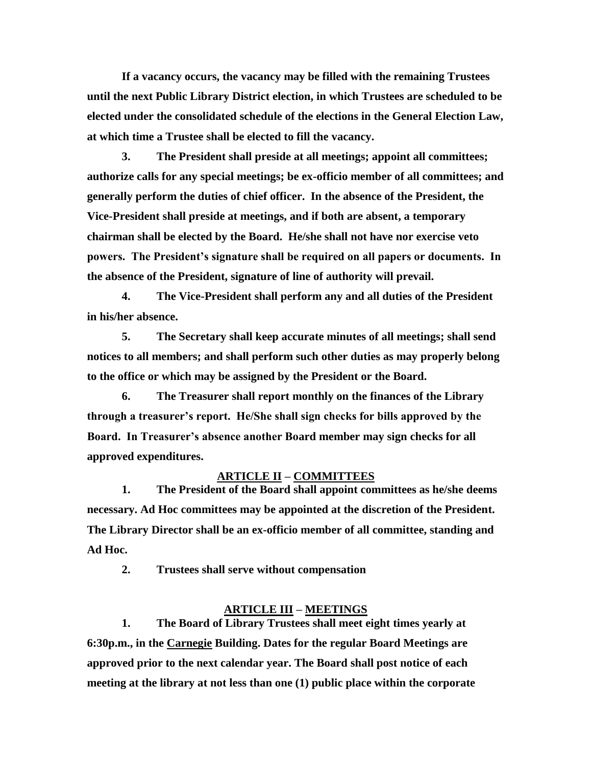**If a vacancy occurs, the vacancy may be filled with the remaining Trustees until the next Public Library District election, in which Trustees are scheduled to be elected under the consolidated schedule of the elections in the General Election Law, at which time a Trustee shall be elected to fill the vacancy.**

**3. The President shall preside at all meetings; appoint all committees; authorize calls for any special meetings; be ex-officio member of all committees; and generally perform the duties of chief officer. In the absence of the President, the Vice-President shall preside at meetings, and if both are absent, a temporary chairman shall be elected by the Board. He/she shall not have nor exercise veto powers. The President's signature shall be required on all papers or documents. In the absence of the President, signature of line of authority will prevail.**

**4. The Vice-President shall perform any and all duties of the President in his/her absence.**

**5. The Secretary shall keep accurate minutes of all meetings; shall send notices to all members; and shall perform such other duties as may properly belong to the office or which may be assigned by the President or the Board.**

**6. The Treasurer shall report monthly on the finances of the Library through a treasurer's report. He/She shall sign checks for bills approved by the Board. In Treasurer's absence another Board member may sign checks for all approved expenditures.**

## ARTICLE II – COMMITTEES

**1. The President of the Board shall appoint committees as he/she deems necessary. Ad Hoc committees may be appointed at the discretion of the President. The Library Director shall be an ex-officio member of all committee, standing and Ad Hoc.**

**2. Trustees shall serve without compensation**

## ARTICLE III – MEETINGS

**1. The Board of Library Trustees shall meet eight times yearly at 6:30p.m., in the Carnegie Building. Dates for the regular Board Meetings are approved prior to the next calendar year. The Board shall post notice of each meeting at the library at not less than one (1) public place within the corporate**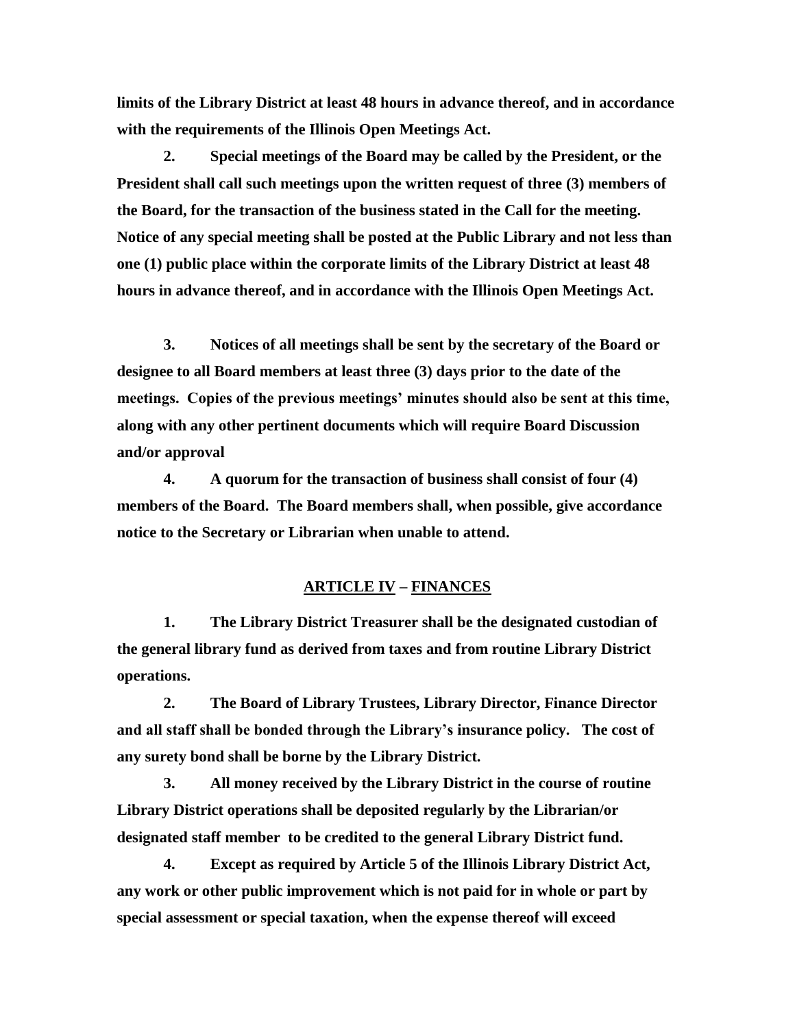**limits of the Library District at least 48 hours in advance thereof, and in accordance with the requirements of the Illinois Open Meetings Act.**

**2. Special meetings of the Board may be called by the President, or the President shall call such meetings upon the written request of three (3) members of the Board, for the transaction of the business stated in the Call for the meeting. Notice of any special meeting shall be posted at the Public Library and not less than one (1) public place within the corporate limits of the Library District at least 48 hours in advance thereof, and in accordance with the Illinois Open Meetings Act.**

**3. Notices of all meetings shall be sent by the secretary of the Board or designee to all Board members at least three (3) days prior to the date of the meetings. Copies of the previous meetings' minutes should also be sent at this time, along with any other pertinent documents which will require Board Discussion and/or approval**

**4. A quorum for the transaction of business shall consist of four (4) members of the Board. The Board members shall, when possible, give accordance notice to the Secretary or Librarian when unable to attend.**

## **ARTICLE IV – FINANCES**

**1. The Library District Treasurer shall be the designated custodian of the general library fund as derived from taxes and from routine Library District operations.**

**2. The Board of Library Trustees, Library Director, Finance Director and all staff shall be bonded through the Library's insurance policy. The cost of any surety bond shall be borne by the Library District.**

**3. All money received by the Library District in the course of routine Library District operations shall be deposited regularly by the Librarian/or designated staff member to be credited to the general Library District fund.**

**4. Except as required by Article 5 of the Illinois Library District Act, any work or other public improvement which is not paid for in whole or part by special assessment or special taxation, when the expense thereof will exceed**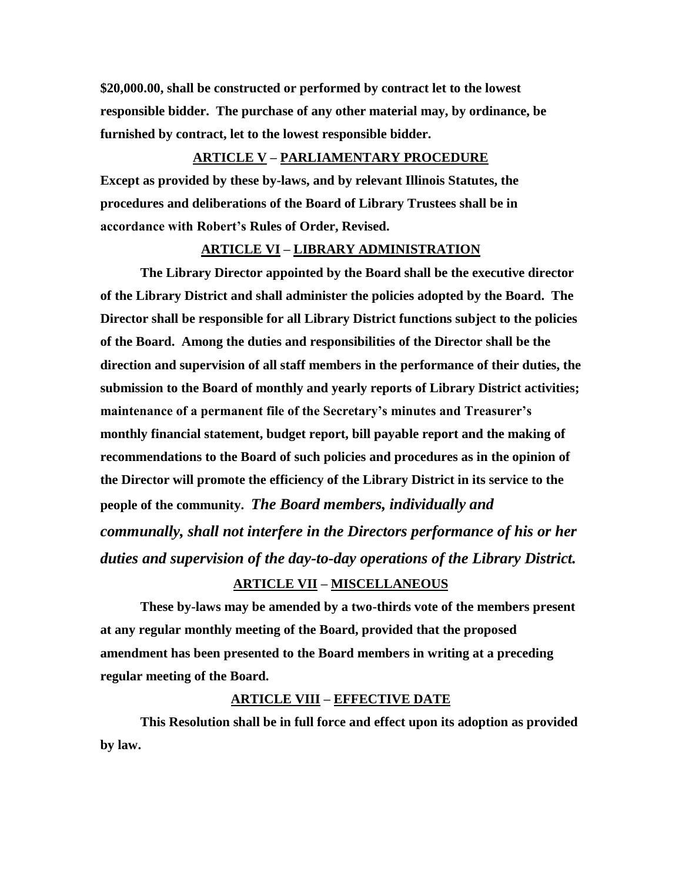**$20,000.00, shall be constructed or performed by contract let to the lowest responsible bidder. The purchase of any other material may, by ordinance, be furnished by contract, let to the lowest responsible bidder.**

## ARTICLE V – PARLIAMENTARY PROCEDURE

**Except as provided by these by-laws, and by relevant Illinois Statutes, the procedures and deliberations of the Board of Library Trustees shall be in accordance with Robert's Rules of Order, Revised.**

## ARTICLE VI – LIBRARY ADMINISTRATION

**The Library Director appointed by the Board shall be the executive director of the Library District and shall administer the policies adopted by the Board. The Director shall be responsible for all Library District functions subject to the policies of the Board. Among the duties and responsibilities of the Director shall be the direction and supervision of all staff members in the performance of their duties, the submission to the Board of monthly and yearly reports of Library District activities; maintenance of a permanent file of the Secretary's minutes and Treasurer's monthly financial statement, budget report, bill payable report and the making of recommendations to the Board of such policies and procedures as in the opinion of the Director will promote the efficiency of the Library District in its service to the people of the community.** ***The Board members, individually and communally, shall not interfere in the Directors performance of his or her duties and supervision of the day-to-day operations of the Library District.***

## ARTICLE VII – MISCELLANEOUS

**These by-laws may be amended by a two-thirds vote of the members present at any regular monthly meeting of the Board, provided that the proposed amendment has been presented to the Board members in writing at a preceding regular meeting of the Board.**

## ARTICLE VIII – EFFECTIVE DATE

**This Resolution shall be in full force and effect upon its adoption as provided by law.**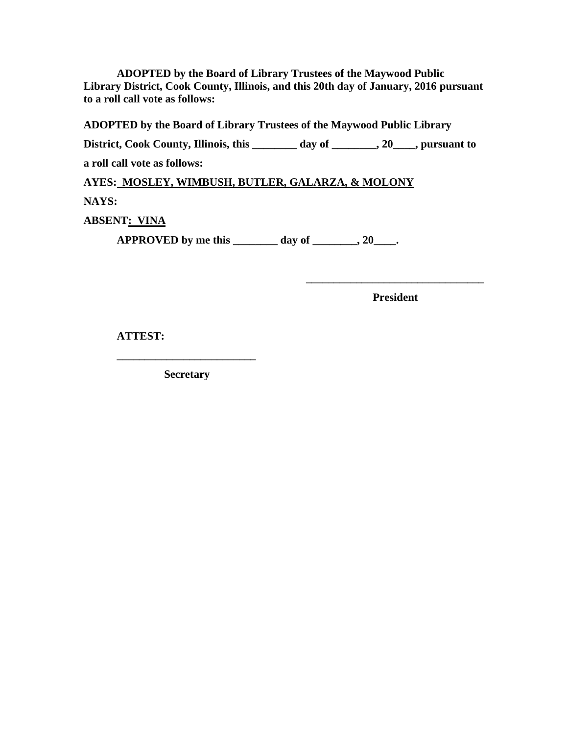**ADOPTED by the Board of Library Trustees of the Maywood Public Library District, Cook County, Illinois, and this 20th day of January, 2016 pursuant to a roll call vote as follows:**

**ADOPTED by the Board of Library Trustees of the Maywood Public Library District, Cook County, Illinois, this ________ day of ________, 20____, pursuant to a roll call vote as follows:**

**AYES: MOSLEY, WIMBUSH, BUTLER, GALARZA, & MOLONY**

**NAYS:**

**ABSENT: VINA**

**APPROVED by me this ________ day of ________, 20____.**

________________________________

**President**

**ATTEST:**

________________________

**Secretary**